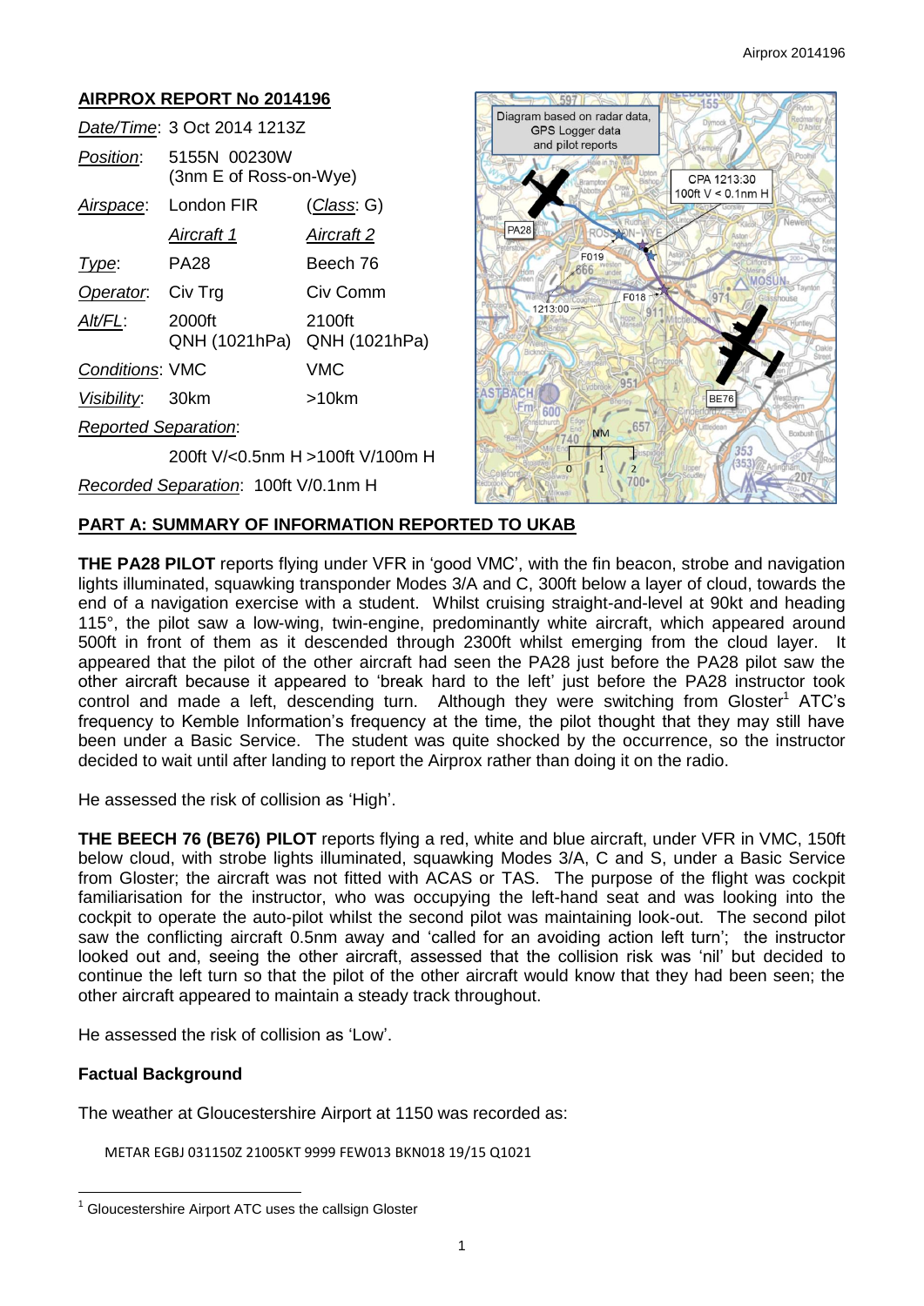## AIRPROX REPORT No 2014196

| | | |
|---|---|---|
| *Date/Time*: | 3 Oct 2014 1213Z | |
| *Position*: | 5155N 00230W (3nm E of Ross-on-Wye) | |
| *Airspace*: | London FIR | (*Class*: G) |
| | *Aircraft 1* | *Aircraft 2* |
| *Type*: | PA28 | Beech 76 |
| *Operator*: | Civ Trg | Civ Comm |
| *Alt/FL*: | 2000ft QNH (1021hPa) | 2100ft QNH (1021hPa) |
| *Conditions*: | VMC | VMC |
| *Visibility*: | 30km | >10km |
| *Reported Separation*: | | |
| | 200ft V/<0.5nm H | >100ft V/100m H |
| *Recorded Separation*: | 100ft V/0.1nm H | |

Diagram based on radar data, GPS Logger data and pilot reports

CPA 1213:30 100ft V < 0.1nm H

## PART A: SUMMARY OF INFORMATION REPORTED TO UKAB

**THE PA28 PILOT** reports flying under VFR in 'good VMC', with the fin beacon, strobe and navigation lights illuminated, squawking transponder Modes 3/A and C, 300ft below a layer of cloud, towards the end of a navigation exercise with a student. Whilst cruising straight-and-level at 90kt and heading 115°, the pilot saw a low-wing, twin-engine, predominantly white aircraft, which appeared around 500ft in front of them as it descended through 2300ft whilst emerging from the cloud layer. It appeared that the pilot of the other aircraft had seen the PA28 just before the PA28 pilot saw the other aircraft because it appeared to 'break hard to the left' just before the PA28 instructor took control and made a left, descending turn. Although they were switching from Gloster[1] ATC's frequency to Kemble Information's frequency at the time, the pilot thought that they may still have been under a Basic Service. The student was quite shocked by the occurrence, so the instructor decided to wait until after landing to report the Airprox rather than doing it on the radio.

He assessed the risk of collision as 'High'.

**THE BEECH 76 (BE76) PILOT** reports flying a red, white and blue aircraft, under VFR in VMC, 150ft below cloud, with strobe lights illuminated, squawking Modes 3/A, C and S, under a Basic Service from Gloster; the aircraft was not fitted with ACAS or TAS. The purpose of the flight was cockpit familiarisation for the instructor, who was occupying the left-hand seat and was looking into the cockpit to operate the auto-pilot whilst the second pilot was maintaining look-out. The second pilot saw the conflicting aircraft 0.5nm away and 'called for an avoiding action left turn'; the instructor looked out and, seeing the other aircraft, assessed that the collision risk was 'nil' but decided to continue the left turn so that the pilot of the other aircraft would know that they had been seen; the other aircraft appeared to maintain a steady track throughout.

He assessed the risk of collision as 'Low'.

### Factual Background

The weather at Gloucestershire Airport at 1150 was recorded as:

```
METAR EGBJ 031150Z 21005KT 9999 FEW013 BKN018 19/15 Q1021
```

[1] Gloucestershire Airport ATC uses the callsign Gloster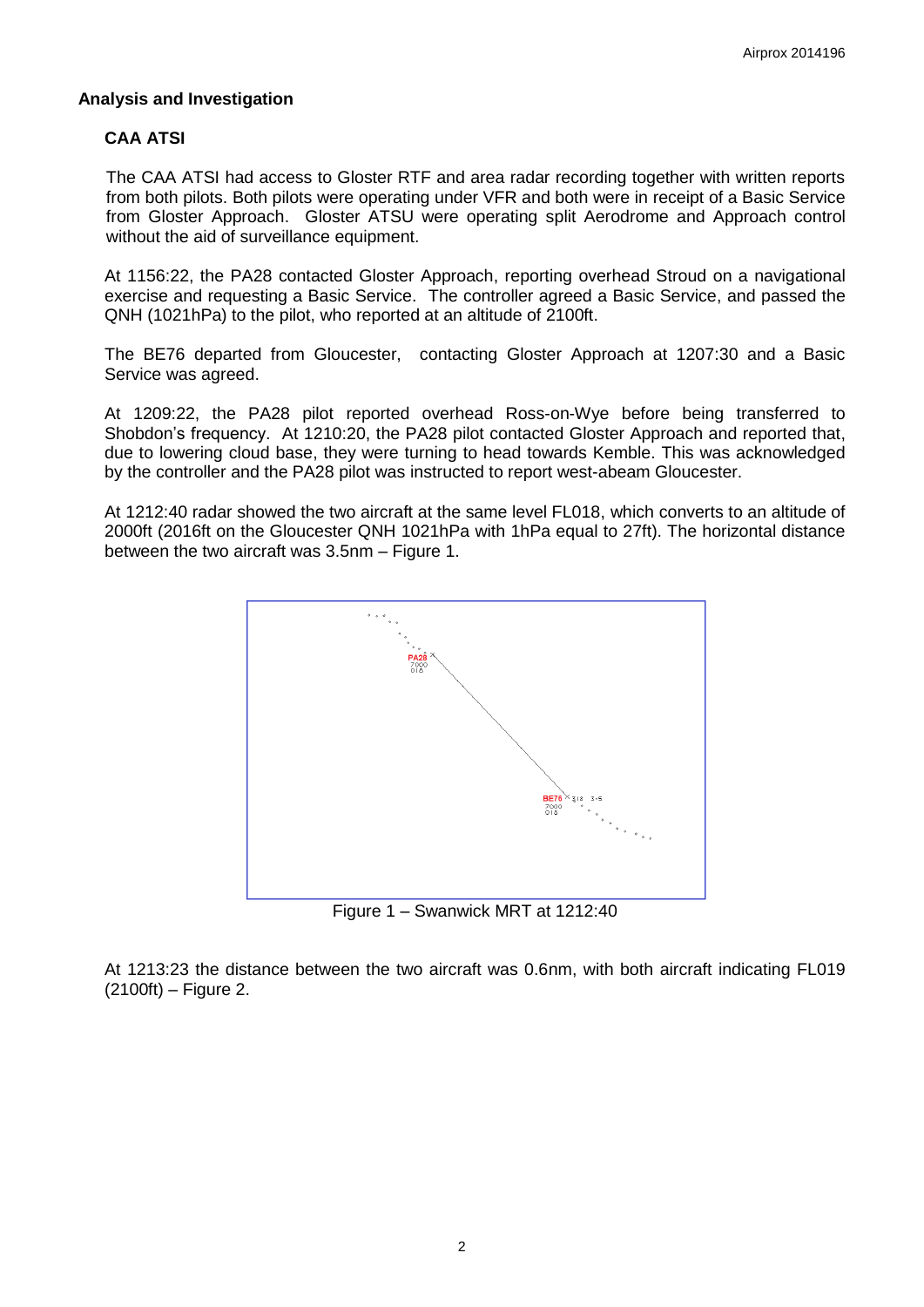## Analysis and Investigation

### CAA ATSI

The CAA ATSI had access to Gloster RTF and area radar recording together with written reports from both pilots. Both pilots were operating under VFR and both were in receipt of a Basic Service from Gloster Approach. Gloster ATSU were operating split Aerodrome and Approach control without the aid of surveillance equipment.

At 1156:22, the PA28 contacted Gloster Approach, reporting overhead Stroud on a navigational exercise and requesting a Basic Service. The controller agreed a Basic Service, and passed the QNH (1021hPa) to the pilot, who reported at an altitude of 2100ft.

The BE76 departed from Gloucester, contacting Gloster Approach at 1207:30 and a Basic Service was agreed.

At 1209:22, the PA28 pilot reported overhead Ross-on-Wye before being transferred to Shobdon's frequency. At 1210:20, the PA28 pilot contacted Gloster Approach and reported that, due to lowering cloud base, they were turning to head towards Kemble. This was acknowledged by the controller and the PA28 pilot was instructed to report west-abeam Gloucester.

At 1212:40 radar showed the two aircraft at the same level FL018, which converts to an altitude of 2000ft (2016ft on the Gloucester QNH 1021hPa with 1hPa equal to 27ft). The horizontal distance between the two aircraft was 3.5nm – Figure 1.

Figure 1 – Swanwick MRT at 1212:40

At 1213:23 the distance between the two aircraft was 0.6nm, with both aircraft indicating FL019 (2100ft) – Figure 2.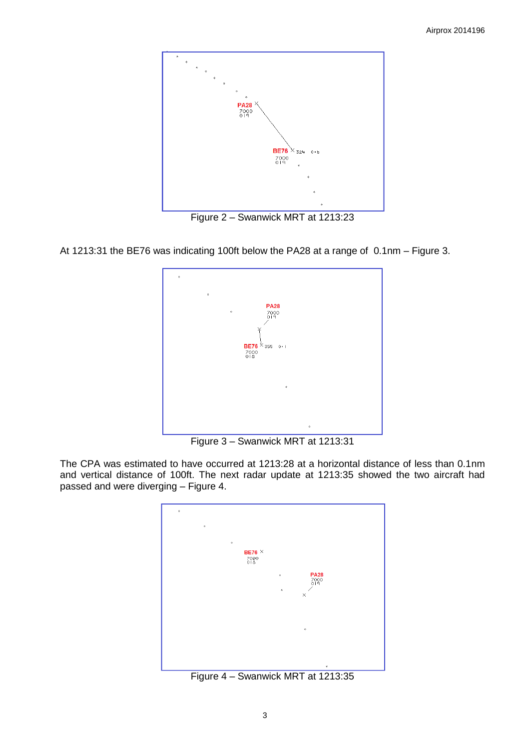Figure 2 – Swanwick MRT at 1213:23

At 1213:31 the BE76 was indicating 100ft below the PA28 at a range of 0.1nm – Figure 3.

Figure 3 – Swanwick MRT at 1213:31

The CPA was estimated to have occurred at 1213:28 at a horizontal distance of less than 0.1nm and vertical distance of 100ft. The next radar update at 1213:35 showed the two aircraft had passed and were diverging – Figure 4.

Figure 4 – Swanwick MRT at 1213:35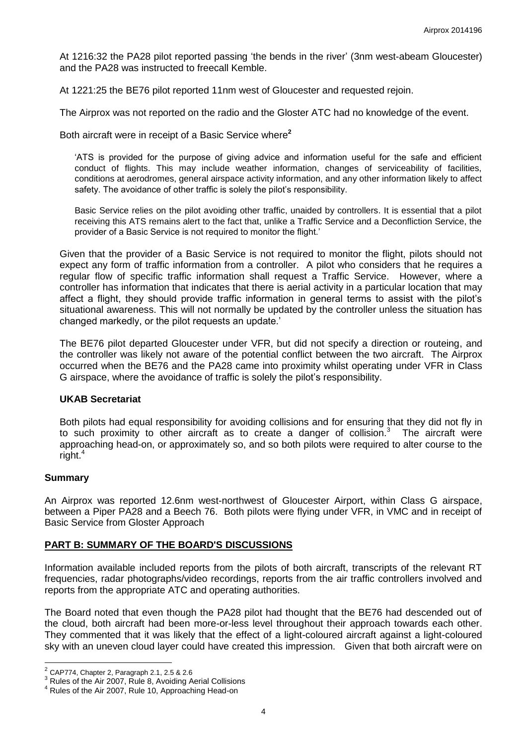At 1216:32 the PA28 pilot reported passing 'the bends in the river' (3nm west-abeam Gloucester) and the PA28 was instructed to freecall Kemble.

At 1221:25 the BE76 pilot reported 11nm west of Gloucester and requested rejoin.

The Airprox was not reported on the radio and the Gloster ATC had no knowledge of the event.

Both aircraft were in receipt of a Basic Service where[2]

> 'ATS is provided for the purpose of giving advice and information useful for the safe and efficient conduct of flights. This may include weather information, changes of serviceability of facilities, conditions at aerodromes, general airspace activity information, and any other information likely to affect safety. The avoidance of other traffic is solely the pilot's responsibility.
>
> Basic Service relies on the pilot avoiding other traffic, unaided by controllers. It is essential that a pilot receiving this ATS remains alert to the fact that, unlike a Traffic Service and a Deconfliction Service, the provider of a Basic Service is not required to monitor the flight.'

Given that the provider of a Basic Service is not required to monitor the flight, pilots should not expect any form of traffic information from a controller. A pilot who considers that he requires a regular flow of specific traffic information shall request a Traffic Service. However, where a controller has information that indicates that there is aerial activity in a particular location that may affect a flight, they should provide traffic information in general terms to assist with the pilot's situational awareness. This will not normally be updated by the controller unless the situation has changed markedly, or the pilot requests an update.'

The BE76 pilot departed Gloucester under VFR, but did not specify a direction or routeing, and the controller was likely not aware of the potential conflict between the two aircraft. The Airprox occurred when the BE76 and the PA28 came into proximity whilst operating under VFR in Class G airspace, where the avoidance of traffic is solely the pilot's responsibility.

### UKAB Secretariat

Both pilots had equal responsibility for avoiding collisions and for ensuring that they did not fly in to such proximity to other aircraft as to create a danger of collision.[3] The aircraft were approaching head-on, or approximately so, and so both pilots were required to alter course to the right.[4]

## Summary

An Airprox was reported 12.6nm west-northwest of Gloucester Airport, within Class G airspace, between a Piper PA28 and a Beech 76. Both pilots were flying under VFR, in VMC and in receipt of Basic Service from Gloster Approach

## PART B: SUMMARY OF THE BOARD'S DISCUSSIONS

Information available included reports from the pilots of both aircraft, transcripts of the relevant RT frequencies, radar photographs/video recordings, reports from the air traffic controllers involved and reports from the appropriate ATC and operating authorities.

The Board noted that even though the PA28 pilot had thought that the BE76 had descended out of the cloud, both aircraft had been more-or-less level throughout their approach towards each other. They commented that it was likely that the effect of a light-coloured aircraft against a light-coloured sky with an uneven cloud layer could have created this impression. Given that both aircraft were on

---

[2] CAP774, Chapter 2, Paragraph 2.1, 2.5 & 2.6

[3] Rules of the Air 2007, Rule 8, Avoiding Aerial Collisions

[4] Rules of the Air 2007, Rule 10, Approaching Head-on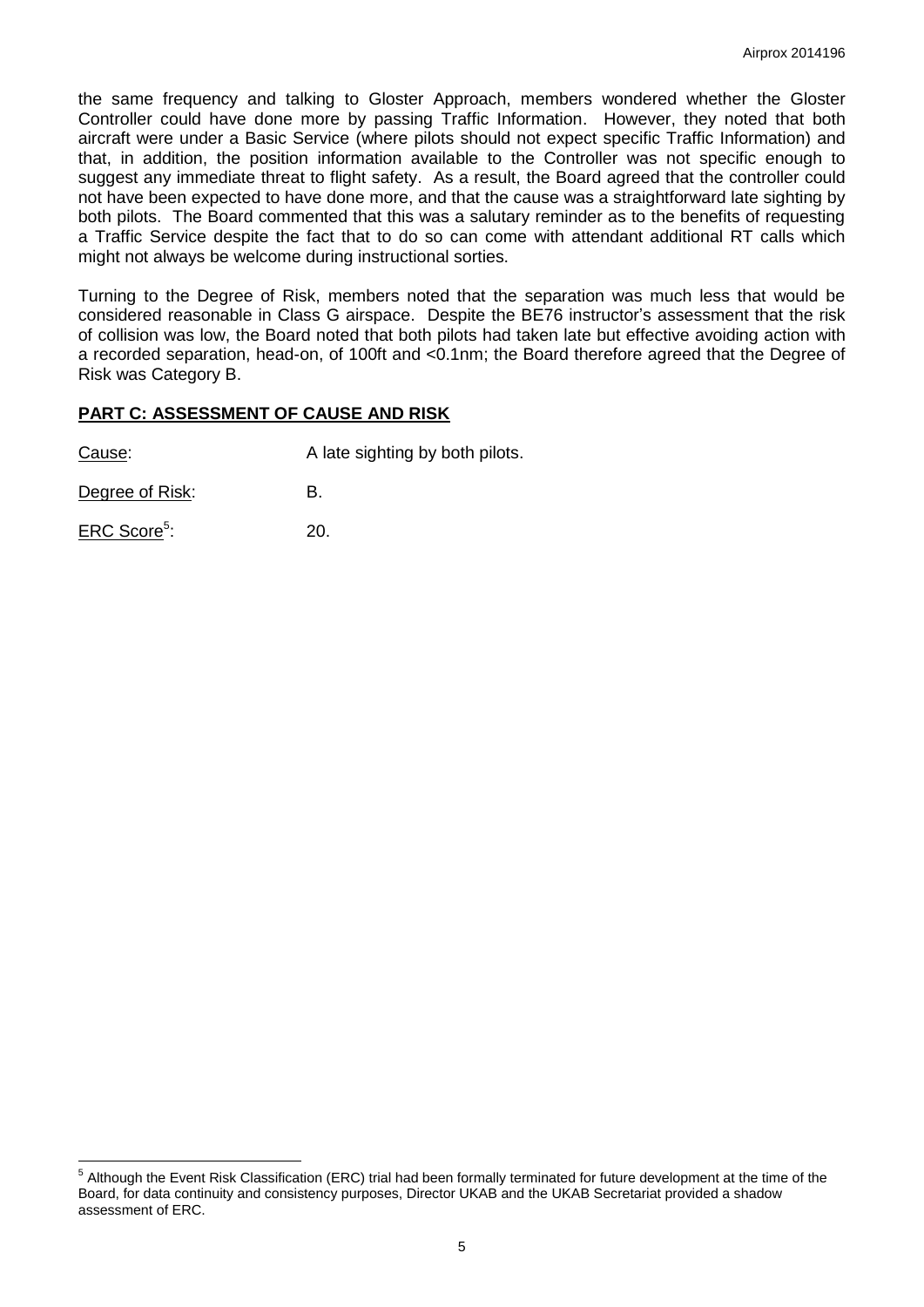the same frequency and talking to Gloster Approach, members wondered whether the Gloster Controller could have done more by passing Traffic Information. However, they noted that both aircraft were under a Basic Service (where pilots should not expect specific Traffic Information) and that, in addition, the position information available to the Controller was not specific enough to suggest any immediate threat to flight safety. As a result, the Board agreed that the controller could not have been expected to have done more, and that the cause was a straightforward late sighting by both pilots. The Board commented that this was a salutary reminder as to the benefits of requesting a Traffic Service despite the fact that to do so can come with attendant additional RT calls which might not always be welcome during instructional sorties.

Turning to the Degree of Risk, members noted that the separation was much less that would be considered reasonable in Class G airspace. Despite the BE76 instructor's assessment that the risk of collision was low, the Board noted that both pilots had taken late but effective avoiding action with a recorded separation, head-on, of 100ft and <0.1nm; the Board therefore agreed that the Degree of Risk was Category B.

## PART C: ASSESSMENT OF CAUSE AND RISK

Cause: A late sighting by both pilots.

Degree of Risk: B.

ERC Score[5]: 20.

[5] Although the Event Risk Classification (ERC) trial had been formally terminated for future development at the time of the Board, for data continuity and consistency purposes, Director UKAB and the UKAB Secretariat provided a shadow assessment of ERC.